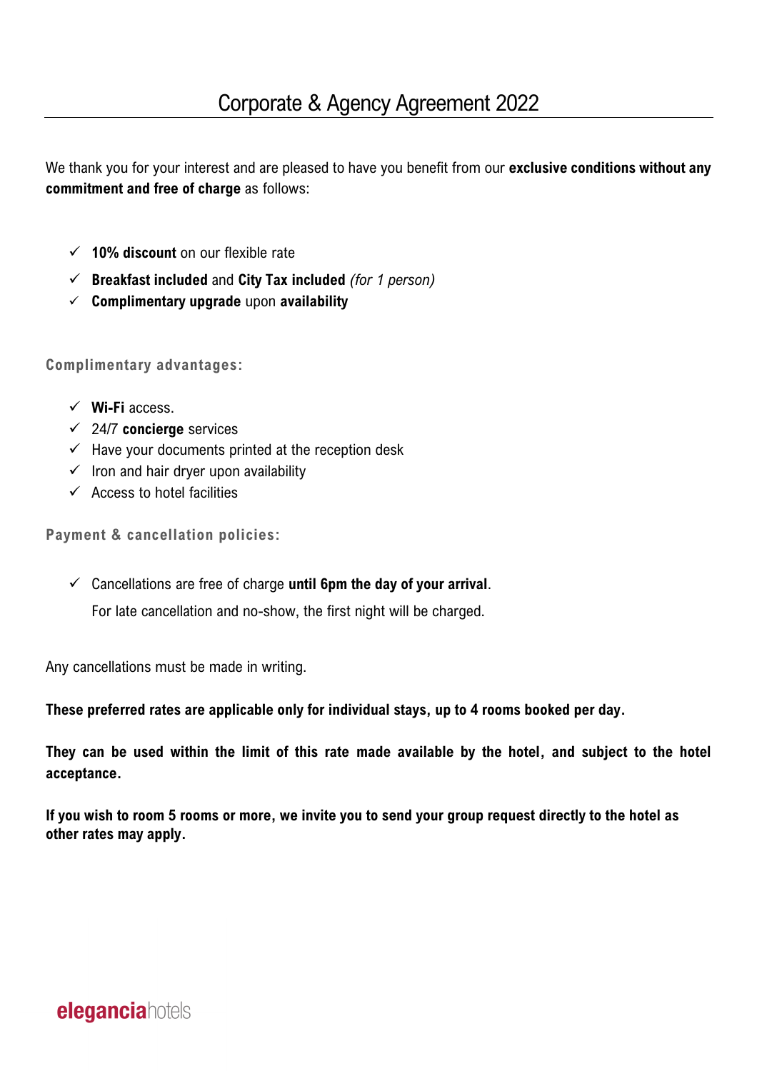# Corporate & Agency Agreement 2022

We thank you for your interest and are pleased to have you benefit from our **exclusive conditions without any commitment and free of charge** as follows:

- ✓ **10% discount** on our flexible rate
- ✓ **Breakfast included** and **City Tax included** *(for 1 person)*
- ✓ **Complimentary upgrade** upon **availability**

**Complimentary advantages:**

- ✓ **Wi-Fi** access.
- ✓ 24/7 **concierge** services
- ✓ Have your documents printed at the reception desk
- ✓ Iron and hair dryer upon availability
- ✓ Access to hotel facilities

**Payment & cancellation policies:**

- ✓ Cancellations are free of charge **until 6pm the day of your arrival**.

  For late cancellation and no-show, the first night will be charged.

Any cancellations must be made in writing.

**These preferred rates are applicable only for individual stays, up to 4 rooms booked per day.**

**They can be used within the limit of this rate made available by the hotel, and subject to the hotel acceptance.**

**If you wish to room 5 rooms or more, we invite you to send your group request directly to the hotel as other rates may apply.**

**elegancia**hotels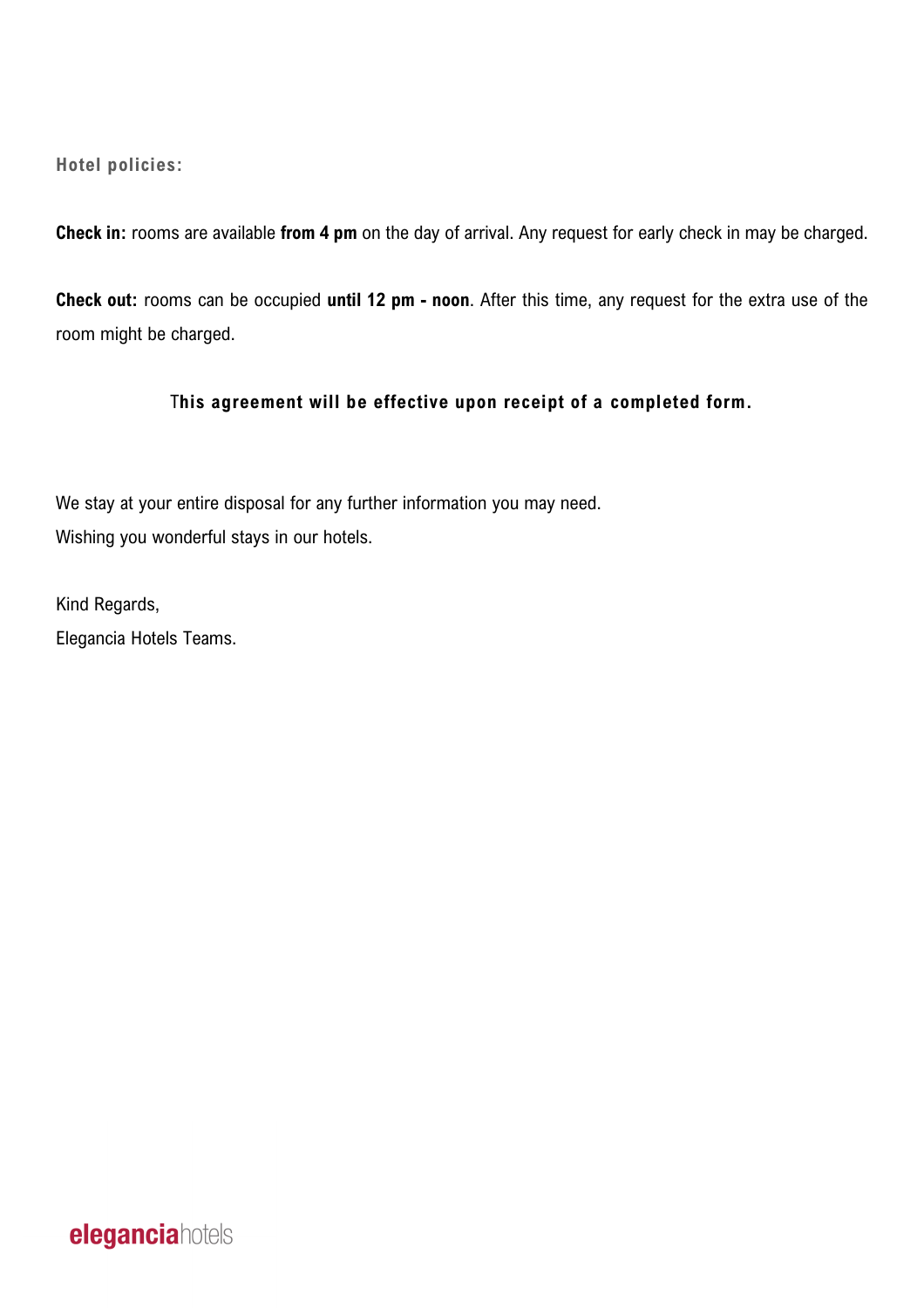**Hotel policies:**

**Check in:** rooms are available **from 4 pm** on the day of arrival. Any request for early check in may be charged.

**Check out:** rooms can be occupied **until 12 pm - noon**. After this time, any request for the extra use of the room might be charged.

**This agreement will be effective upon receipt of a completed form.**

We stay at your entire disposal for any further information you may need.
Wishing you wonderful stays in our hotels.

Kind Regards,
Elegancia Hotels Teams.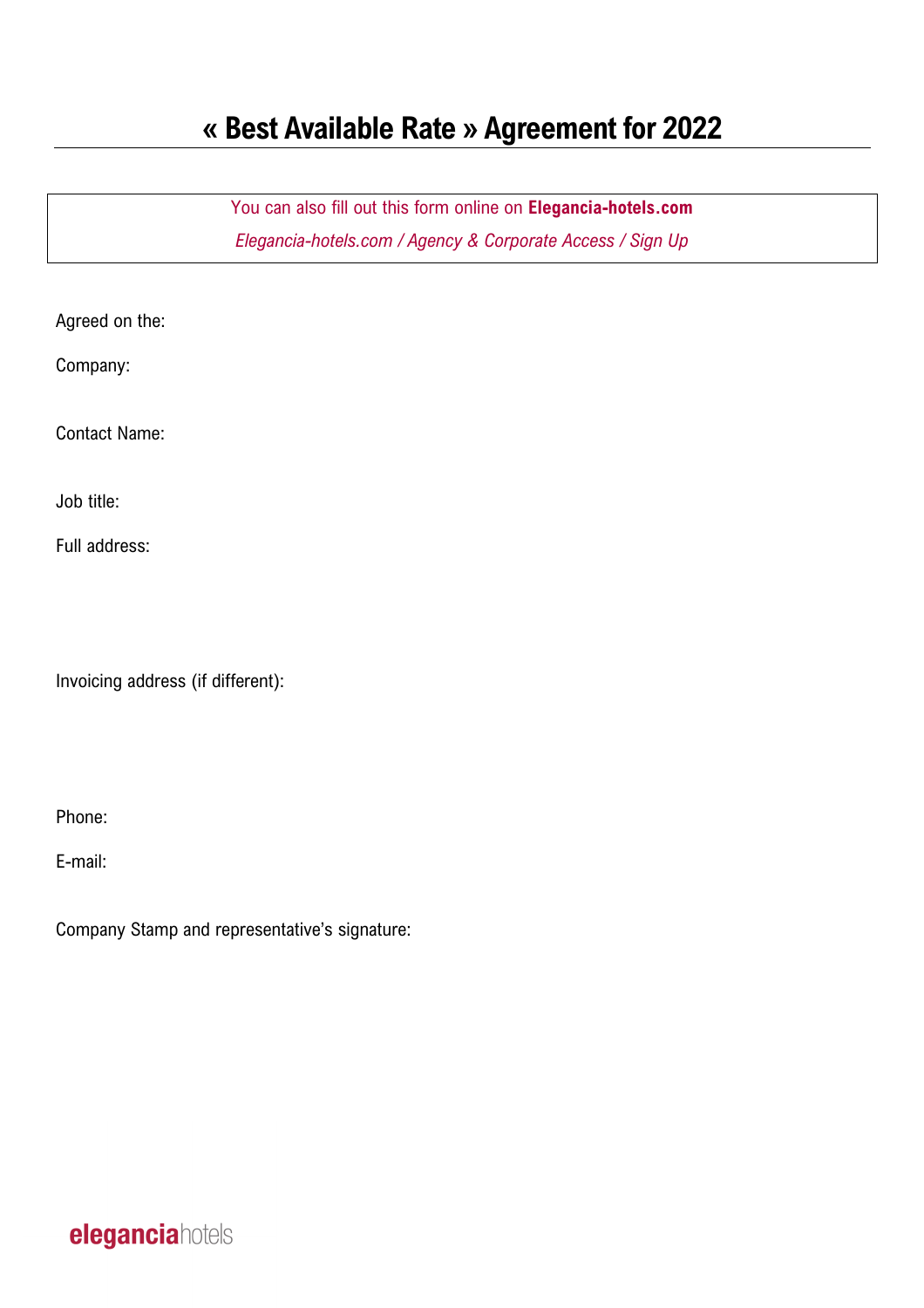# « Best Available Rate » Agreement for 2022

You can also fill out this form online on **Elegancia-hotels.com**

*Elegancia-hotels.com / Agency & Corporate Access / Sign Up*

Agreed on the:

Company:

Contact Name:

Job title:

Full address:

Invoicing address (if different):

Phone:

E-mail:

Company Stamp and representative's signature:

**elegancia**hotels